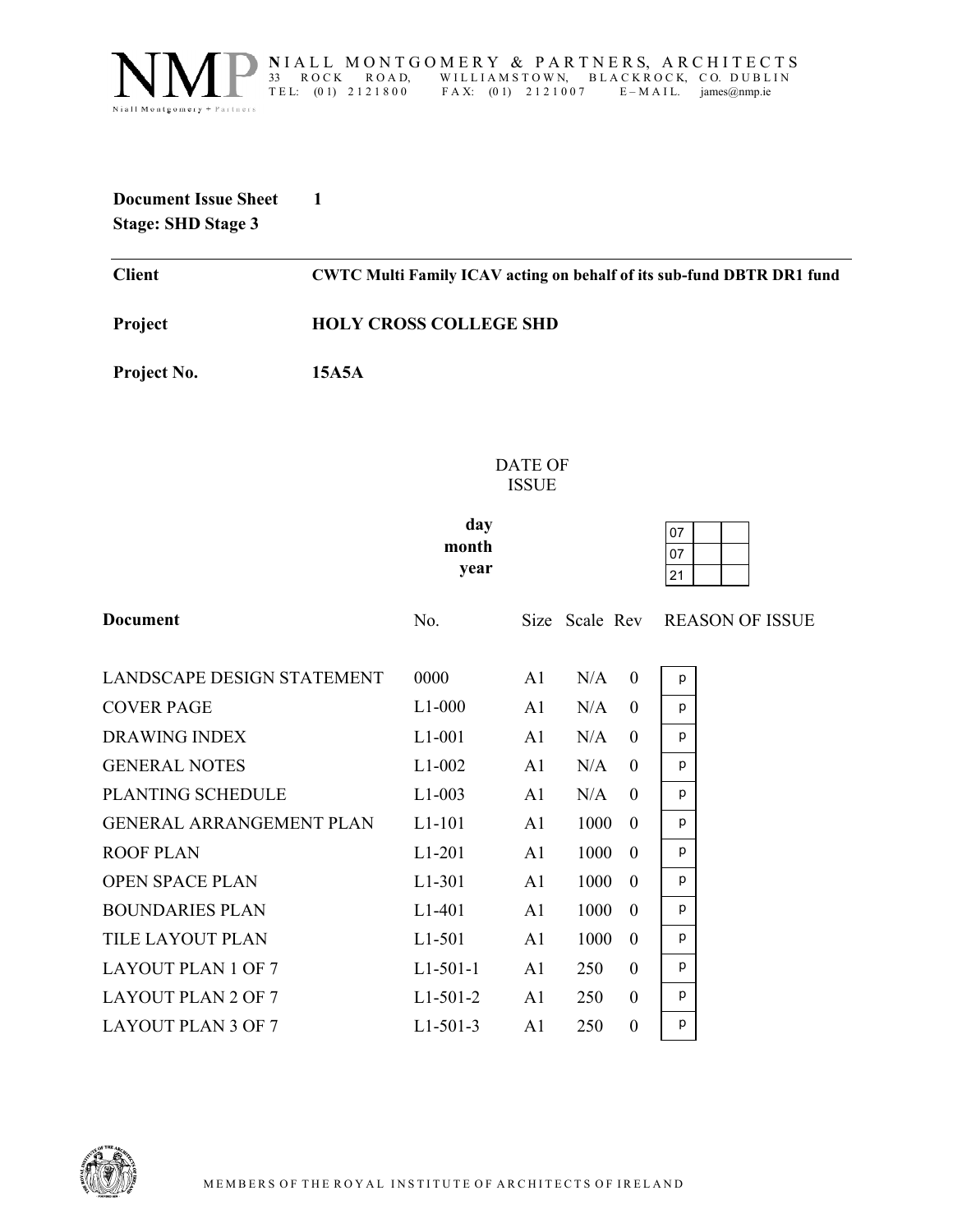**NIALL MONTGOMERY & PARTNERS, ARCHITECTS**
33 ROCK ROAD, WILLIAMSTOWN, BLACKROCK, CO. DUBLIN
TEL: (01) 2121800 FAX: (01) 2121007 E-MAIL. james@nmp.ie

**Document Issue Sheet 1**
**Stage: SHD Stage 3**

---

| | |
|---|---|
| **Client** | **CWTC Multi Family ICAV acting on behalf of its sub-fund DBTR DR1 fund** |
| **Project** | **HOLY CROSS COLLEGE SHD** |
| **Project No.** | **15A5A** |

DATE OF ISSUE

| | | | |
|---|---|---|---|
| **day** | 07 | | |
| **month** | 07 | | |
| **year** | 21 | | |

| **Document** | No. | Size | Scale | Rev | REASON OF ISSUE |
|---|---|---|---|---|---|
| LANDSCAPE DESIGN STATEMENT | 0000 | A1 | N/A | 0 | p |
| COVER PAGE | L1-000 | A1 | N/A | 0 | p |
| DRAWING INDEX | L1-001 | A1 | N/A | 0 | p |
| GENERAL NOTES | L1-002 | A1 | N/A | 0 | p |
| PLANTING SCHEDULE | L1-003 | A1 | N/A | 0 | p |
| GENERAL ARRANGEMENT PLAN | L1-101 | A1 | 1000 | 0 | p |
| ROOF PLAN | L1-201 | A1 | 1000 | 0 | p |
| OPEN SPACE PLAN | L1-301 | A1 | 1000 | 0 | p |
| BOUNDARIES PLAN | L1-401 | A1 | 1000 | 0 | p |
| TILE LAYOUT PLAN | L1-501 | A1 | 1000 | 0 | p |
| LAYOUT PLAN 1 OF 7 | L1-501-1 | A1 | 250 | 0 | p |
| LAYOUT PLAN 2 OF 7 | L1-501-2 | A1 | 250 | 0 | p |
| LAYOUT PLAN 3 OF 7 | L1-501-3 | A1 | 250 | 0 | p |

MEMBERS OF THE ROYAL INSTITUTE OF ARCHITECTS OF IRELAND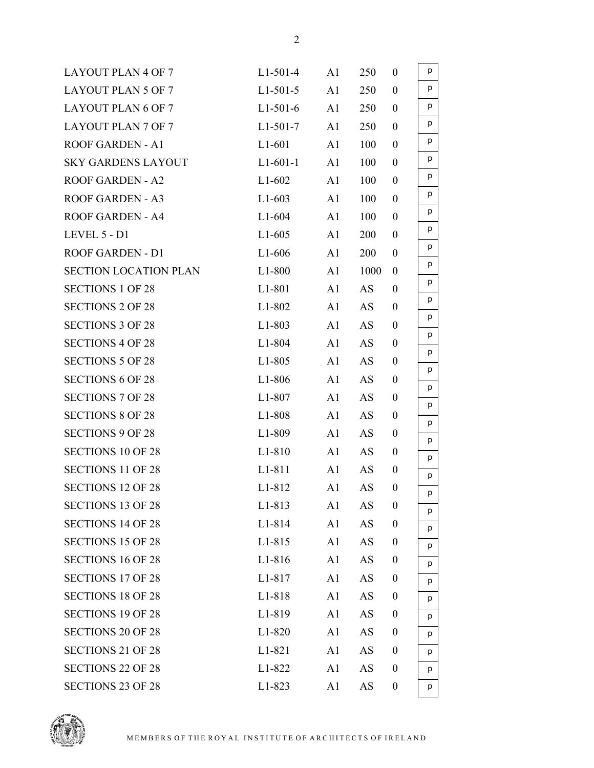| | | | | | |
|---|---|---|---|---|---|
| LAYOUT PLAN 4 OF 7 | L1-501-4 | A1 | 250 | 0 | p |
| LAYOUT PLAN 5 OF 7 | L1-501-5 | A1 | 250 | 0 | p |
| LAYOUT PLAN 6 OF 7 | L1-501-6 | A1 | 250 | 0 | p |
| LAYOUT PLAN 7 OF 7 | L1-501-7 | A1 | 250 | 0 | p |
| ROOF GARDEN - A1 | L1-601 | A1 | 100 | 0 | p |
| SKY GARDENS LAYOUT | L1-601-1 | A1 | 100 | 0 | p |
| ROOF GARDEN - A2 | L1-602 | A1 | 100 | 0 | p |
| ROOF GARDEN - A3 | L1-603 | A1 | 100 | 0 | p |
| ROOF GARDEN - A4 | L1-604 | A1 | 100 | 0 | p |
| LEVEL 5 - D1 | L1-605 | A1 | 200 | 0 | p |
| ROOF GARDEN - D1 | L1-606 | A1 | 200 | 0 | p |
| SECTION LOCATION PLAN | L1-800 | A1 | 1000 | 0 | p |
| SECTIONS 1 OF 28 | L1-801 | A1 | AS | 0 | p |
| SECTIONS 2 OF 28 | L1-802 | A1 | AS | 0 | p |
| SECTIONS 3 OF 28 | L1-803 | A1 | AS | 0 | p |
| SECTIONS 4 OF 28 | L1-804 | A1 | AS | 0 | p |
| SECTIONS 5 OF 28 | L1-805 | A1 | AS | 0 | p |
| SECTIONS 6 OF 28 | L1-806 | A1 | AS | 0 | p |
| SECTIONS 7 OF 28 | L1-807 | A1 | AS | 0 | p |
| SECTIONS 8 OF 28 | L1-808 | A1 | AS | 0 | p |
| SECTIONS 9 OF 28 | L1-809 | A1 | AS | 0 | p |
| SECTIONS 10 OF 28 | L1-810 | A1 | AS | 0 | p |
| SECTIONS 11 OF 28 | L1-811 | A1 | AS | 0 | p |
| SECTIONS 12 OF 28 | L1-812 | A1 | AS | 0 | p |
| SECTIONS 13 OF 28 | L1-813 | A1 | AS | 0 | p |
| SECTIONS 14 OF 28 | L1-814 | A1 | AS | 0 | p |
| SECTIONS 15 OF 28 | L1-815 | A1 | AS | 0 | p |
| SECTIONS 16 OF 28 | L1-816 | A1 | AS | 0 | p |
| SECTIONS 17 OF 28 | L1-817 | A1 | AS | 0 | p |
| SECTIONS 18 OF 28 | L1-818 | A1 | AS | 0 | p |
| SECTIONS 19 OF 28 | L1-819 | A1 | AS | 0 | p |
| SECTIONS 20 OF 28 | L1-820 | A1 | AS | 0 | p |
| SECTIONS 21 OF 28 | L1-821 | A1 | AS | 0 | p |
| SECTIONS 22 OF 28 | L1-822 | A1 | AS | 0 | p |
| SECTIONS 23 OF 28 | L1-823 | A1 | AS | 0 | p |

MEMBERS OF THE ROYAL INSTITUTE OF ARCHITECTS OF IRELAND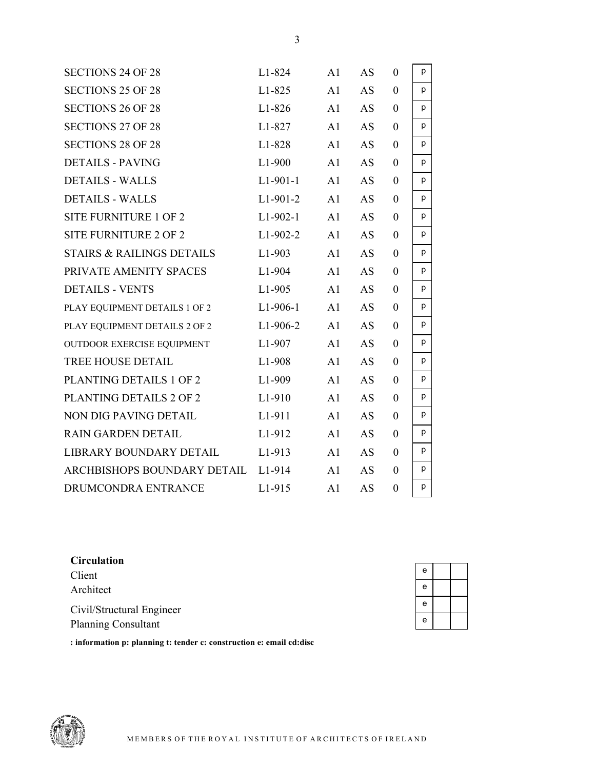| | | | | | |
|---|---|---|---|---|---|
| SECTIONS 24 OF 28 | L1-824 | A1 | AS | 0 | p |
| SECTIONS 25 OF 28 | L1-825 | A1 | AS | 0 | p |
| SECTIONS 26 OF 28 | L1-826 | A1 | AS | 0 | p |
| SECTIONS 27 OF 28 | L1-827 | A1 | AS | 0 | p |
| SECTIONS 28 OF 28 | L1-828 | A1 | AS | 0 | p |
| DETAILS - PAVING | L1-900 | A1 | AS | 0 | p |
| DETAILS - WALLS | L1-901-1 | A1 | AS | 0 | p |
| DETAILS - WALLS | L1-901-2 | A1 | AS | 0 | p |
| SITE FURNITURE 1 OF 2 | L1-902-1 | A1 | AS | 0 | p |
| SITE FURNITURE 2 OF 2 | L1-902-2 | A1 | AS | 0 | p |
| STAIRS & RAILINGS DETAILS | L1-903 | A1 | AS | 0 | p |
| PRIVATE AMENITY SPACES | L1-904 | A1 | AS | 0 | p |
| DETAILS - VENTS | L1-905 | A1 | AS | 0 | p |
| PLAY EQUIPMENT DETAILS 1 OF 2 | L1-906-1 | A1 | AS | 0 | p |
| PLAY EQUIPMENT DETAILS 2 OF 2 | L1-906-2 | A1 | AS | 0 | p |
| OUTDOOR EXERCISE EQUIPMENT | L1-907 | A1 | AS | 0 | p |
| TREE HOUSE DETAIL | L1-908 | A1 | AS | 0 | p |
| PLANTING DETAILS 1 OF 2 | L1-909 | A1 | AS | 0 | p |
| PLANTING DETAILS 2 OF 2 | L1-910 | A1 | AS | 0 | p |
| NON DIG PAVING DETAIL | L1-911 | A1 | AS | 0 | p |
| RAIN GARDEN DETAIL | L1-912 | A1 | AS | 0 | p |
| LIBRARY BOUNDARY DETAIL | L1-913 | A1 | AS | 0 | p |
| ARCHBISHOPS BOUNDARY DETAIL | L1-914 | A1 | AS | 0 | p |
| DRUMCONDRA ENTRANCE | L1-915 | A1 | AS | 0 | p |

**Circulation**

| | | | |
|---|---|---|---|
| Client | e | | |
| Architect | e | | |
| Civil/Structural Engineer | e | | |
| Planning Consultant | e | | |

**: information p: planning t: tender c: construction e: email cd:disc**

MEMBERS OF THE ROYAL INSTITUTE OF ARCHITECTS OF IRELAND